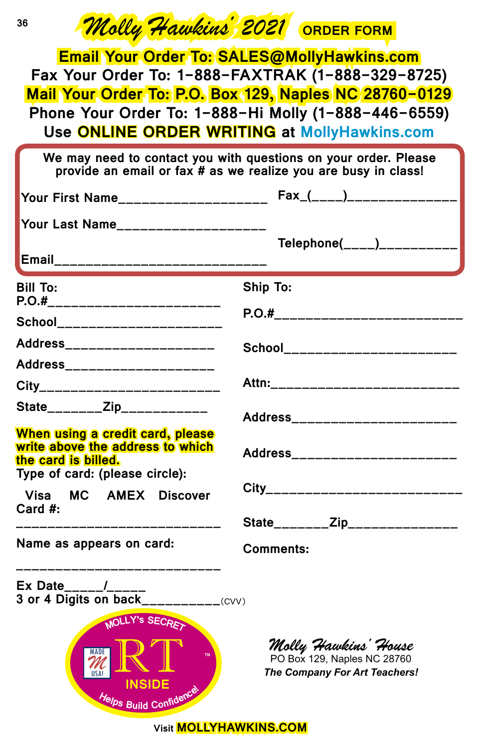# Molly Hawkins' 2021 ORDER FORM

**Email Your Order To: SALES@MollyHawkins.com**

**Fax Your Order To: 1-888-FAXTRAK (1-888-329-8725)**

**Mail Your Order To: P.O. Box 129, Naples NC 28760-0129**

**Phone Your Order To: 1-888-Hi Molly (1-888-446-6559)**

**Use ONLINE ORDER WRITING at MollyHawkins.com**

---

**We may need to contact you with questions on your order. Please provide an email or fax # as we realize you are busy in class!**

Your First Name____________________

Your Last Name____________________

Email______________________________

Fax_(____)______________

Telephone(____)__________

---

**Bill To:**

P.O.#______________________

School_____________________

Address___________________

Address___________________

City________________________

State_______Zip___________

**When using a credit card, please write above the address to which the card is billed.**

Type of card: (please circle):

Visa MC AMEX Discover

Card #:

___________________________

Name as appears on card:

___________________________

Ex Date_____/_____

3 or 4 Digits on back__________(CVV)

**Ship To:**

P.O.#________________________

School______________________

Attn:________________________

Address_____________________

Address_____________________

City_________________________

State_______Zip______________

Comments:

---

MOLLY'S SECRET ART INSIDE™ Helps Build Confidence! MADE IN USA!

***Molly Hawkins' House***
PO Box 129, Naples NC 28760
*The Company For Art Teachers!*

Visit **MOLLYHAWKINS.COM**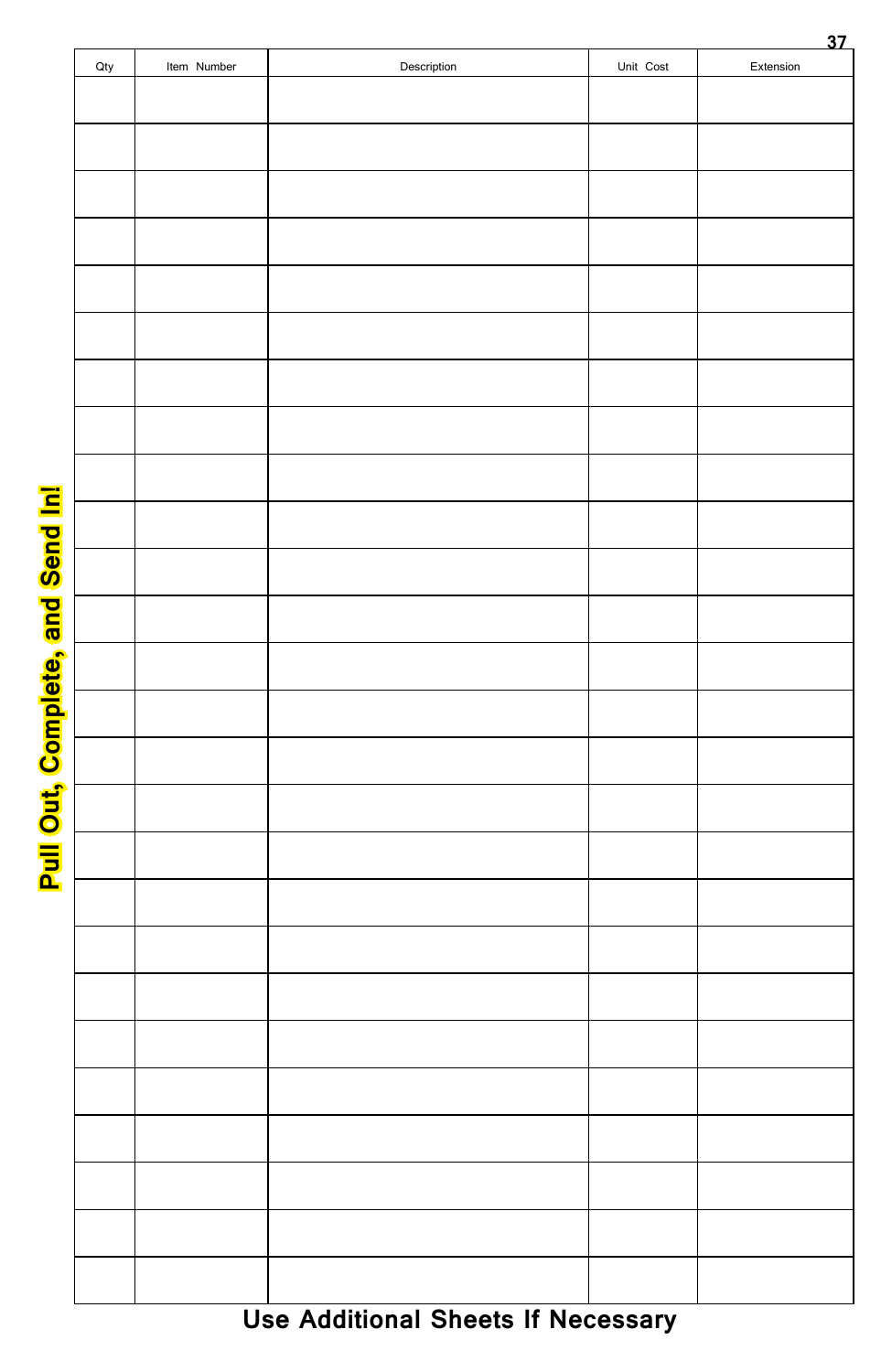**Pull Out, Complete, and Send In!**

| Qty | Item Number | Description | Unit Cost | Extension |
|---|---|---|---|---|
| | | | | |
| | | | | |
| | | | | |
| | | | | |
| | | | | |
| | | | | |
| | | | | |
| | | | | |
| | | | | |
| | | | | |
| | | | | |
| | | | | |
| | | | | |
| | | | | |
| | | | | |
| | | | | |
| | | | | |
| | | | | |
| | | | | |
| | | | | |
| | | | | |
| | | | | |
| | | | | |
| | | | | |
| | | | | |
| | | | | |

**Use Additional Sheets If Necessary**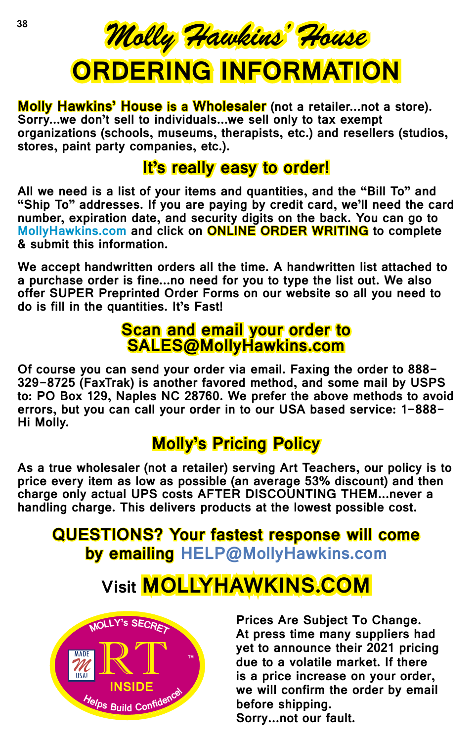# Molly Hawkins' House

# ORDERING INFORMATION

**Molly Hawkins' House is a Wholesaler** (not a retailer...not a store). Sorry...we don't sell to individuals...we sell only to tax exempt organizations (schools, museums, therapists, etc.) and resellers (studios, stores, paint party companies, etc.).

## It's really easy to order!

All we need is a list of your items and quantities, and the "Bill To" and "Ship To" addresses. If you are paying by credit card, we'll need the card number, expiration date, and security digits on the back. You can go to MollyHawkins.com and click on ONLINE ORDER WRITING to complete & submit this information.

We accept handwritten orders all the time. A handwritten list attached to a purchase order is fine...no need for you to type the list out. We also offer SUPER Preprinted Order Forms on our website so all you need to do is fill in the quantities. It's Fast!

## Scan and email your order to SALES@MollyHawkins.com

Of course you can send your order via email. Faxing the order to 888-329-8725 (FaxTrak) is another favored method, and some mail by USPS to: PO Box 129, Naples NC 28760. We prefer the above methods to avoid errors, but you can call your order in to our USA based service: 1-888-Hi Molly.

## Molly's Pricing Policy

As a true wholesaler (not a retailer) serving Art Teachers, our policy is to price every item as low as possible (an average 53% discount) and then charge only actual UPS costs AFTER DISCOUNTING THEM...never a handling charge. This delivers products at the lowest possible cost.

## QUESTIONS? Your fastest response will come by emailing HELP@MollyHawkins.com

## Visit MOLLYHAWKINS.COM

MOLLY's SECRET ART INSIDE™ Helps Build Confidence! MADE IN USA!

Prices Are Subject To Change. At press time many suppliers had yet to announce their 2021 pricing due to a volatile market. If there is a price increase on your order, we will confirm the order by email before shipping. Sorry...not our fault.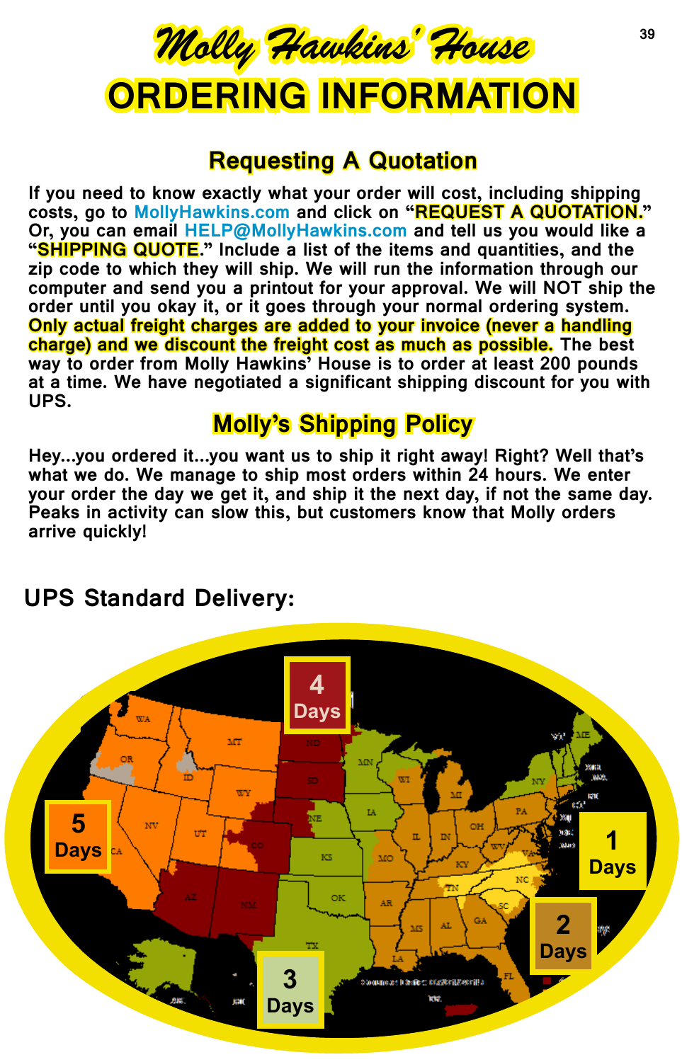# Molly Hawkins' House

# ORDERING INFORMATION

## Requesting A Quotation

If you need to know exactly what your order will cost, including shipping costs, go to MollyHawkins.com and click on "**REQUEST A QUOTATION.**" Or, you can email HELP@MollyHawkins.com and tell us you would like a "**SHIPPING QUOTE**." Include a list of the items and quantities, and the zip code to which they will ship. We will run the information through our computer and send you a printout for your approval. We will NOT ship the order until you okay it, or it goes through your normal ordering system. **Only actual freight charges are added to your invoice (never a handling charge) and we discount the freight cost as much as possible.** The best way to order from Molly Hawkins' House is to order at least 200 pounds at a time. We have negotiated a significant shipping discount for you with UPS.

## Molly's Shipping Policy

Hey...you ordered it...you want us to ship it right away! Right? Well that's what we do. We manage to ship most orders within 24 hours. We enter your order the day we get it, and ship it the next day, if not the same day. Peaks in activity can slow this, but customers know that Molly orders arrive quickly!

## UPS Standard Delivery:

1 Days

2 Days

3 Days

4 Days

5 Days